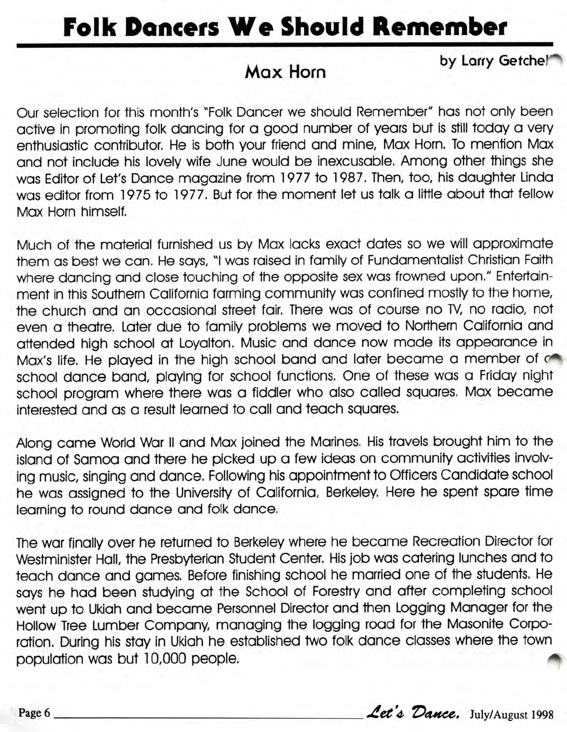# Folk Dancers We Should Remember

## Max Horn

by Larry Getchel

Our selection for this month's "Folk Dancer we should Remember" has not only been active in promoting folk dancing for a good number of years but is still today a very enthusiastic contributor. He is both your friend and mine, Max Horn. To mention Max and not include his lovely wife June would be inexcusable. Among other things she was Editor of Let's Dance magazine from 1977 to 1987. Then, too, his daughter Linda was editor from 1975 to 1977. But for the moment let us talk a little about that fellow Max Horn himself.

Much of the material furnished us by Max lacks exact dates so we will approximate them as best we can. He says, "I was raised in family of Fundamentalist Christian Faith where dancing and close touching of the opposite sex was frowned upon." Entertainment in this Southern California farming community was confined mostly to the home, the church and an occasional street fair. There was of course no TV, no radio, not even a theatre. Later due to family problems we moved to Northern California and attended high school at Loyalton. Music and dance now made its appearance in Max's life. He played in the high school band and later became a member of a school dance band, playing for school functions. One of these was a Friday night school program where there was a fiddler who also called squares. Max became interested and as a result learned to call and teach squares.

Along came World War II and Max joined the Marines. His travels brought him to the island of Samoa and there he picked up a few ideas on community activities involving music, singing and dance. Following his appointment to Officers Candidate school he was assigned to the University of California, Berkeley. Here he spent spare time learning to round dance and folk dance.

The war finally over he returned to Berkeley where he became Recreation Director for Westminister Hall, the Presbyterian Student Center. His job was catering lunches and to teach dance and games. Before finishing school he married one of the students. He says he had been studying at the School of Forestry and after completing school went up to Ukiah and became Personnel Director and then Logging Manager for the Hollow Tree Lumber Company, managing the logging road for the Masonite Corporation. During his stay in Ukiah he established two folk dance classes where the town population was but 10,000 people.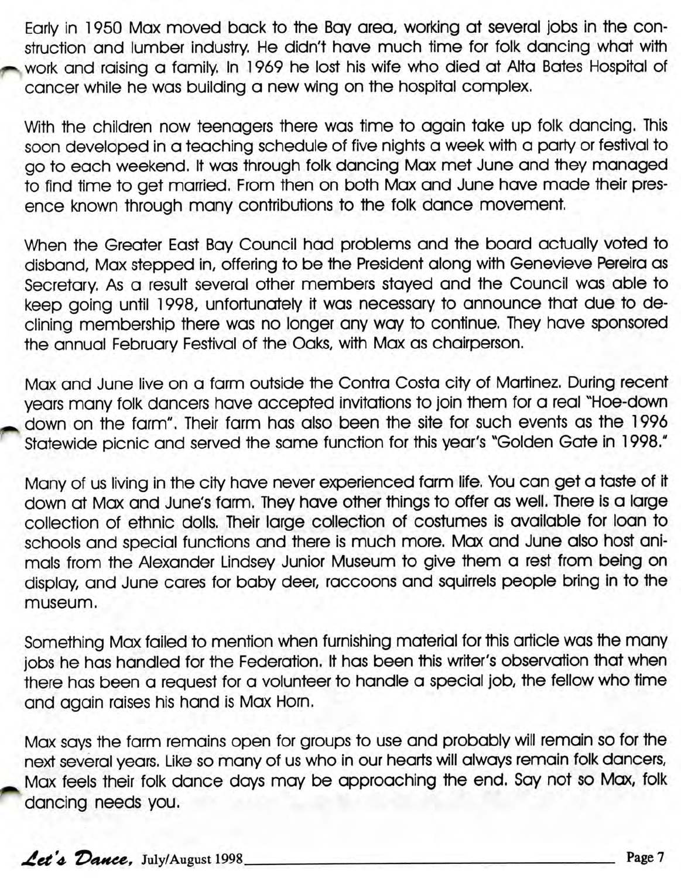Early in 1950 Max moved back to the Bay area, working at several jobs in the construction and lumber industry. He didn't have much time for folk dancing what with work and raising a family. In 1969 he lost his wife who died at Alta Bates Hospital of cancer while he was building a new wing on the hospital complex.

With the children now teenagers there was time to again take up folk dancing. This soon developed in a teaching schedule of five nights a week with a party or festival to go to each weekend. It was through folk dancing Max met June and they managed to find time to get married. From then on both Max and June have made their presence known through many contributions to the folk dance movement.

When the Greater East Bay Council had problems and the board actually voted to disband, Max stepped in, offering to be the President along with Genevieve Pereira as Secretary. As a result several other members stayed and the Council was able to keep going until 1998, unfortunately it was necessary to announce that due to declining membership there was no longer any way to continue. They have sponsored the annual February Festival of the Oaks, with Max as chairperson.

Max and June live on a farm outside the Contra Costa city of Martinez. During recent years many folk dancers have accepted invitations to join them for a real "Hoe-down down on the farm". Their farm has also been the site for such events as the 1996 Statewide picnic and served the same function for this year's "Golden Gate in 1998."

Many of us living in the city have never experienced farm life. You can get a taste of it down at Max and June's farm. They have other things to offer as well. There is a large collection of ethnic dolls. Their large collection of costumes is available for loan to schools and special functions and there is much more. Max and June also host animals from the Alexander Lindsey Junior Museum to give them a rest from being on display, and June cares for baby deer, raccoons and squirrels people bring in to the museum.

Something Max failed to mention when furnishing material for this article was the many jobs he has handled for the Federation. It has been this writer's observation that when there has been a request for a volunteer to handle a special job, the fellow who time and again raises his hand is Max Horn.

Max says the farm remains open for groups to use and probably will remain so for the next several years. Like so many of us who in our hearts will always remain folk dancers, Max feels their folk dance days may be approaching the end. Say not so Max, folk dancing needs you.